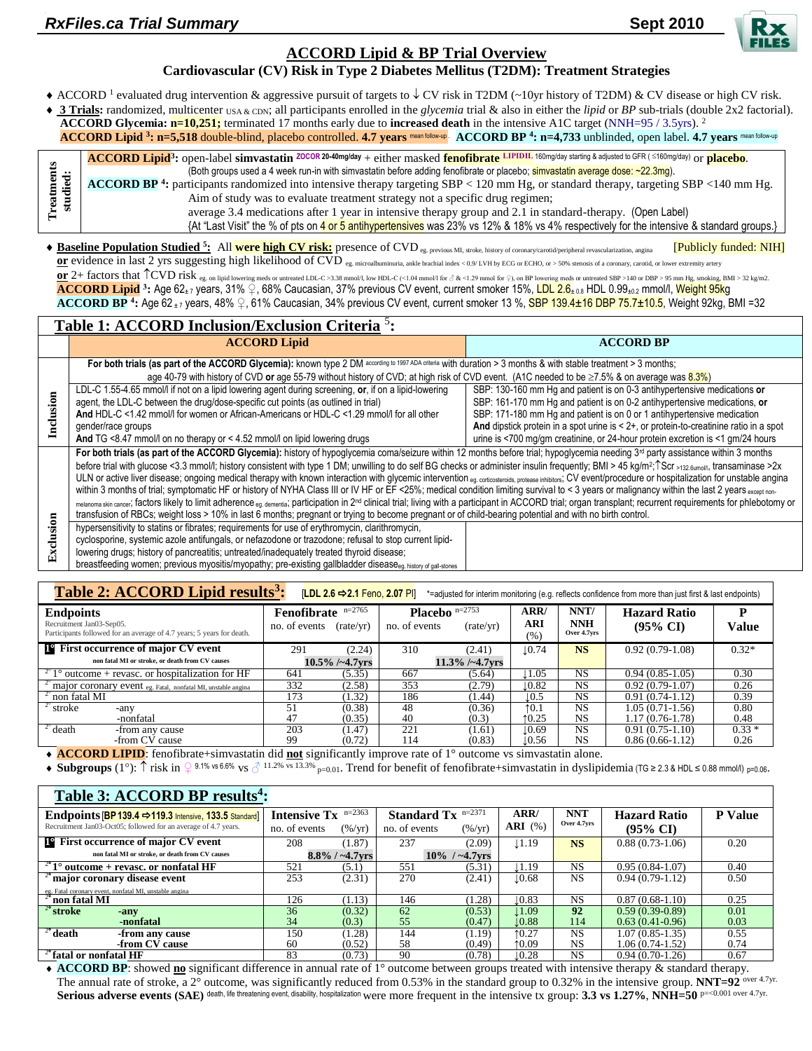*RxFiles.ca Trial Summary* **Sept 2010**

# ACCORD Lipid & BP Trial Overview

## Cardiovascular (CV) Risk in Type 2 Diabetes Mellitus (T2DM): Treatment Strategies

- ACCORD [1] evaluated drug intervention & aggressive pursuit of targets to ↓ CV risk in T2DM (~10yr history of T2DM) & CV disease or high CV risk.
- **3 Trials:** randomized, multicenter USA & CDN; all participants enrolled in the *glycemia* trial & also in either the *lipid* or *BP* sub-trials (double 2x2 factorial).
  **ACCORD Glycemia: n=10,251;** terminated 17 months early due to **increased death** in the intensive A1C target (NNH=95 / 3.5yrs). [2]
  **ACCORD Lipid [3]: n=5,518** double-blind, placebo controlled. **4.7 years** mean follow-up. **ACCORD BP [4]: n=4,733** unblinded, open label. **4.7 years** mean follow-up

**Treatments studied:**

**ACCORD Lipid[3]:** open-label **simvastatin** ZOCOR 20-40mg/day + either masked **fenofibrate** LIPIDIL 160mg/day starting & adjusted to GFR (≤160mg/day) or **placebo**.
(Both groups used a 4 week run-in with simvastatin before adding fenofibrate or placebo; simvastatin average dose: ~22.3mg).

**ACCORD BP [4]:** participants randomized into intensive therapy targeting SBP < 120 mm Hg, or standard therapy, targeting SBP <140 mm Hg.
Aim of study was to evaluate treatment strategy not a specific drug regimen;
average 3.4 medications after 1 year in intensive therapy group and 2.1 in standard-therapy. (Open Label)
{At "Last Visit" the % of pts on 4 or 5 antihypertensives was 23% vs 12% & 18% vs 4% respectively for the intensive & standard groups.}

- **Baseline Population Studied [5]:** All **were high CV risk:** presence of CVD eg. previous MI, stroke, history of coronary/carotid/peripheral revascularization, angina [Publicly funded: NIH]
  **or** evidence in last 2 yrs suggesting high likelihood of CVD eg. microalbuminuria, ankle brachial index < 0.9/ LVH by ECG or ECHO, or > 50% stenosis of a coronary, carotid, or lower extremity artery
  **or** 2+ factors that ↑CVD risk eg. on lipid lowering meds or untreated LDL-C >3.38 mmol/L, low HDL-C (<1.04 mmol/l for ♂ & <1.29 mmol for ♀), on BP lowering meds or untreated SBP >140 or DBP > 95 mm Hg, smoking, BMI > 32 kg/m2.
  **ACCORD Lipid [3]:** Age 62±7 years, 31% ♀, 68% Caucasian, 37% previous CV event, current smoker 15%, LDL 2.6±0.8 HDL 0.99±0.2 mmol/l, Weight 95kg
  **ACCORD BP [4]:** Age 62±7 years, 48% ♀, 61% Caucasian, 34% previous CV event, current smoker 13 %, SBP 139.4±16 DBP 75.7±10.5, Weight 92kg, BMI =32

## Table 1: ACCORD Inclusion/Exclusion Criteria [5]:

| | ACCORD Lipid | ACCORD BP |
|---|---|---|
| **Inclusion** | **For both trials (as part of the ACCORD Glycemia):** known type 2 DM according to 1997 ADA criteria with duration > 3 months & with stable treatment > 3 months; age 40-79 with history of CVD **or** age 55-79 without history of CVD; at high risk of CVD event. (A1C needed to be ≥7.5% & on average was 8.3%) | |
| | LDL-C 1.55-4.65 mmol/l if not on a lipid lowering agent during screening, **or**, if on a lipid-lowering agent, the LDL-C between the drug/dose-specific cut points (as outlined in trial) **And** HDL-C <1.42 mmol/l for women or African-Americans or HDL-C <1.29 mmol/l for all other gender/race groups **And** TG <8.47 mmol/l on no therapy or < 4.52 mmol/l on lipid lowering drugs | SBP: 130-160 mm Hg and patient is on 0-3 antihypertensive medications **or** SBP: 161-170 mm Hg and patient is on 0-2 antihypertensive medications, **or** SBP: 171-180 mm Hg and patient is on 0 or 1 antihypertensive medication **And** dipstick protein in a spot urine is < 2+, or protein-to-creatinine ratio in a spot urine is <700 mg/gm creatinine, or 24-hour protein excretion is <1 gm/24 hours |
| **Exclusion** | **For both trials (as part of the ACCORD Glycemia):** history of hypoglycemia coma/seizure within 12 months before trial; hypoglycemia needing 3rd party assistance within 3 months before trial with glucose <3.3 mmol/l; history consistent with type 1 DM; unwilling to do self BG checks or administer insulin frequently; BMI > 45 kg/m²; ↑Scr >132.6umol/l, transaminase >2x ULN or active liver disease; ongoing medical therapy with known interaction with glycemic intervention eg. corticosteroids, protease inhibitors; CV event/procedure or hospitalization for unstable angina within 3 months of trial; symptomatic HF or history of NYHA Class III or IV HF or EF <25%; medical condition limiting survival to < 3 years or malignancy within the last 2 years except non-melanoma skin cancer; factors likely to limit adherence eg. dementia; participation in 2nd clinical trial; living with a participant in ACCORD trial; organ transplant; recurrent requirements for phlebotomy or transfusion of RBCs; weight loss > 10% in last 6 months; pregnant or trying to become pregnant or of child-bearing potential and with no birth control. | |
| | hypersensitivity to statins or fibrates; requirements for use of erythromycin, clarithromycin, cyclosporine, systemic azole antifungals, or nefazodone or trazodone; refusal to stop current lipid-lowering drugs; history of pancreatitis; untreated/inadequately treated thyroid disease; breastfeeding women; previous myositis/myopathy; pre-existing gallbladder disease eg. history of gall-stones | |

## Table 2: ACCORD Lipid results[3]:

[LDL 2.6 ⇒2.1 Feno, 2.07 Pl] *=adjusted for interim monitoring (e.g. reflects confidence from more than just first & last endpoints)

| Endpoints<br>Recruitment Jan03-Sep05. Participants followed for an average of 4.7 years; 5 years for death. | Fenofibrate n=2765<br>no. of events | (rate/yr) | Placebo n=2753<br>no. of events | (rate/yr) | ARR/ ARI (%) | NNT/ NNH Over 4.7yrs | Hazard Ratio (95% CI) | P Value |
|---|---|---|---|---|---|---|---|---|
| **1° First occurrence of major CV event**<br>non fatal MI or stroke, or death from CV causes | 291 | (2.24)<br>10.5% /~4.7yrs | 310 | (2.41)<br>11.3% /~4.7yrs | ↓0.74 | **NS** | 0.92 (0.79-1.08) | 0.32* |
| 2° 1° outcome + revasc. or hospitalization for HF | 641 | (5.35) | 667 | (5.64) | ↓1.05 | NS | 0.94 (0.85-1.05) | 0.30 |
| 2° major coronary event eg. Fatal, nonfatal MI, unstable angina | 332 | (2.58) | 353 | (2.79) | ↓0.82 | NS | 0.92 (0.79-1.07) | 0.26 |
| 2° non fatal MI | 173 | (1.32) | 186 | (1.44) | ↓0.5 | NS | 0.91 (0.74-1.12) | 0.39 |
| 2° stroke -any | 51 | (0.38) | 48 | (0.36) | ↑0.1 | NS | 1.05 (0.71-1.56) | 0.80 |
| -nonfatal | 47 | (0.35) | 40 | (0.3) | ↑0.25 | NS | 1.17 (0.76-1.78) | 0.48 |
| 2° death -from any cause | 203 | (1.47) | 221 | (1.61) | ↓0.69 | NS | 0.91 (0.75-1.10) | 0.33 * |
| -from CV cause | 99 | (0.72) | 114 | (0.83) | ↓0.56 | NS | 0.86 (0.66-1.12) | 0.26 |

- **ACCORD LIPID**: fenofibrate+simvastatin did **not** significantly improve rate of 1° outcome vs simvastatin alone.
- **Subgroups** (1°): ↑ risk in ♀ 9.1% vs 6.6% vs ♂ 11.2% vs 13.3% p=0.01. Trend for benefit of fenofibrate+simvastatin in dyslipidemia (TG ≥ 2.3 & HDL ≤ 0.88 mmol/l) p=0.06.

## Table 3: ACCORD BP results[4]:

| Endpoints [BP 139.4 ⇒119.3 Intensive, 133.5 Standard]<br>Recruitment Jan03-Oct05; followed for an average of 4.7 years. | Intensive Tx n=2363<br>no. of events | (%/yr) | Standard Tx n=2371<br>no. of events | (%/yr) | ARR/ ARI (%) | NNT Over 4.7yrs | Hazard Ratio (95% CI) | P Value |
|---|---|---|---|---|---|---|---|---|
| **1° First occurrence of major CV event**<br>non fatal MI or stroke, or death from CV causes | 208 | (1.87)<br>8.8% / ~4.7yrs | 237 | (2.09)<br>10% / ~4.7yrs | ↓1.19 | **NS** | 0.88 (0.73-1.06) | 0.20 |
| 2° 1° outcome + revasc. or nonfatal HF | 521 | (5.1) | 551 | (5.31) | ↓1.19 | NS | 0.95 (0.84-1.07) | 0.40 |
| 2° major coronary disease event<br>eg. Fatal coronary event, nonfatal MI, unstable angina | 253 | (2.31) | 270 | (2.41) | ↓0.68 | NS | 0.94 (0.79-1.12) | 0.50 |
| 2° non fatal MI | 126 | (1.13) | 146 | (1.28) | ↓0.83 | NS | 0.87 (0.68-1.10) | 0.25 |
| 2° stroke -any | 36 | (0.32) | 62 | (0.53) | ↓1.09 | 92 | 0.59 (0.39-0.89) | 0.01 |
| -nonfatal | 34 | (0.3) | 55 | (0.47) | ↓0.88 | 114 | 0.63 (0.41-0.96) | 0.03 |
| 2° death -from any cause | 150 | (1.28) | 144 | (1.19) | ↑0.27 | NS | 1.07 (0.85-1.35) | 0.55 |
| -from CV cause | 60 | (0.52) | 58 | (0.49) | ↑0.09 | NS | 1.06 (0.74-1.52) | 0.74 |
| 2° fatal or nonfatal HF | 83 | (0.73) | 90 | (0.78) | ↓0.28 | NS | 0.94 (0.70-1.26) | 0.67 |

- **ACCORD BP**: showed **no** significant difference in annual rate of 1° outcome between groups treated with intensive therapy & standard therapy.
  The annual rate of stroke, a 2° outcome, was significantly reduced from 0.53% in the standard group to 0.32% in the intensive group. **NNT=92** over 4.7yr.
  **Serious adverse events (SAE)** death, life threatening event, disability, hospitalization were more frequent in the intensive tx group: **3.3 vs 1.27%**, **NNH=50** p=<0.001 over 4.7yr.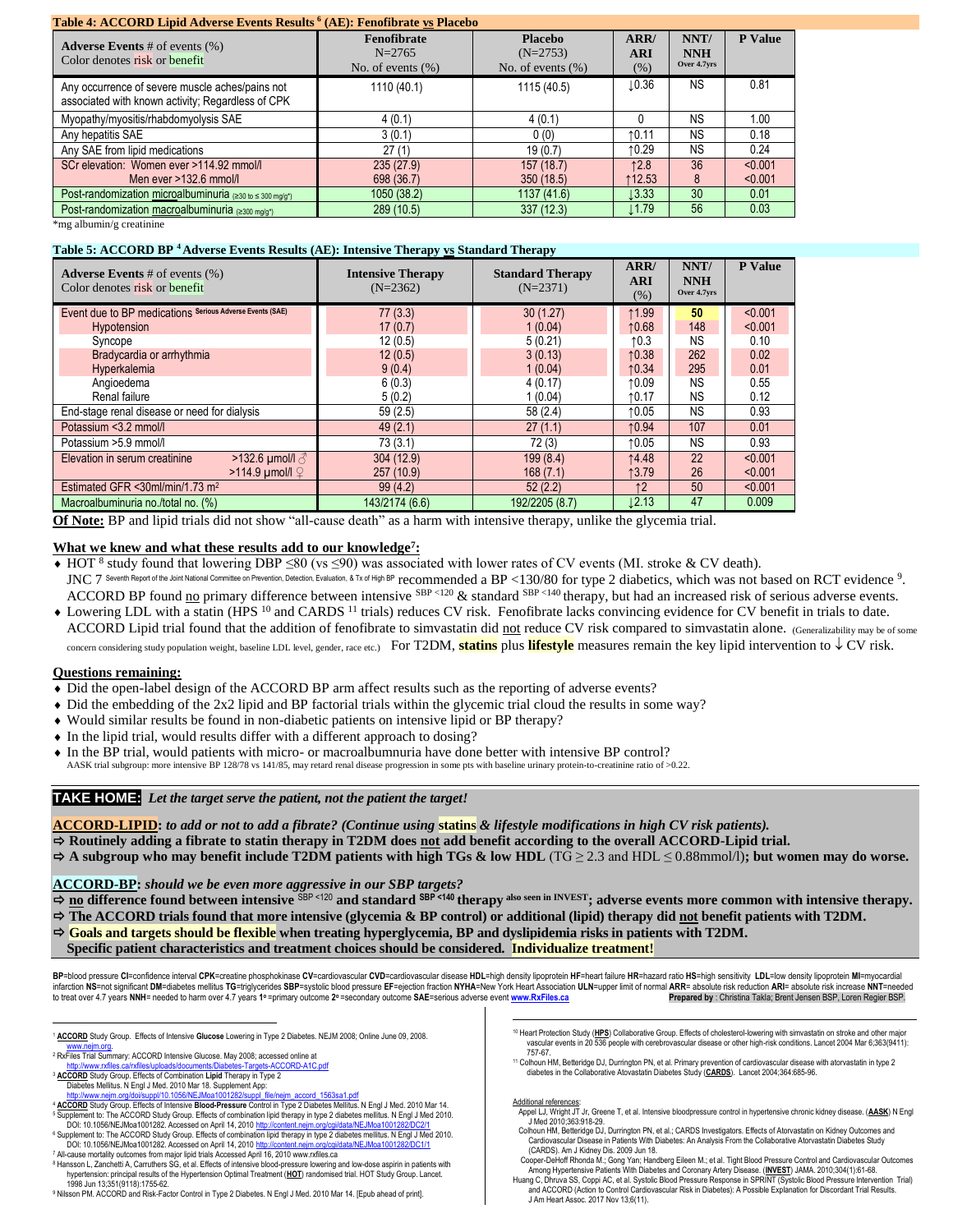### Table 4: ACCORD Lipid Adverse Events Results [6] (AE): Fenofibrate vs Placebo

| Adverse Events # of events (%) Color denotes risk or benefit | Fenofibrate N=2765 No. of events (%) | Placebo (N=2753) No. of events (%) | ARR/ ARI (%) | NNT/ NNH Over 4.7yrs | P Value |
|---|---|---|---|---|---|
| Any occurrence of severe muscle aches/pains not associated with known activity; Regardless of CPK | 1110 (40.1) | 1115 (40.5) | ↓0.36 | NS | 0.81 |
| Myopathy/myositis/rhabdomyolysis SAE | 4 (0.1) | 4 (0.1) | 0 | NS | 1.00 |
| Any hepatitis SAE | 3 (0.1) | 0 (0) | ↑0.11 | NS | 0.18 |
| Any SAE from lipid medications | 27 (1) | 19 (0.7) | ↑0.29 | NS | 0.24 |
| SCr elevation: Women ever >114.92 mmol/l | 235 (27.9) | 157 (18.7) | ↑2.8 | 36 | <0.001 |
| Men ever >132.6 mmol/l | 698 (36.7) | 350 (18.5) | ↑12.53 | 8 | <0.001 |
| Post-randomization microalbuminuria (≥30 to ≤ 300 mg/g*) | 1050 (38.2) | 1137 (41.6) | ↓3.33 | 30 | 0.01 |
| Post-randomization macroalbuminuria (≥300 mg/g*) | 289 (10.5) | 337 (12.3) | ↓1.79 | 56 | 0.03 |

*mg albumin/g creatinine

### Table 5: ACCORD BP [4] Adverse Events Results (AE): Intensive Therapy vs Standard Therapy

| Adverse Events # of events (%) Color denotes risk or benefit | Intensive Therapy (N=2362) | Standard Therapy (N=2371) | ARR/ ARI (%) | NNT/ NNH Over 4.7yrs | P Value |
|---|---|---|---|---|---|
| Event due to BP medications Serious Adverse Events (SAE) | 77 (3.3) | 30 (1.27) | ↑1.99 | 50 | <0.001 |
| Hypotension | 17 (0.7) | 1 (0.04) | ↑0.68 | 148 | <0.001 |
| Syncope | 12 (0.5) | 5 (0.21) | ↑0.3 | NS | 0.10 |
| Bradycardia or arrhythmia | 12 (0.5) | 3 (0.13) | ↑0.38 | 262 | 0.02 |
| Hyperkalemia | 9 (0.4) | 1 (0.04) | ↑0.34 | 295 | 0.01 |
| Angioedema | 6 (0.3) | 4 (0.17) | ↑0.09 | NS | 0.55 |
| Renal failure | 5 (0.2) | 1 (0.04) | ↑0.17 | NS | 0.12 |
| End-stage renal disease or need for dialysis | 59 (2.5) | 58 (2.4) | ↑0.05 | NS | 0.93 |
| Potassium <3.2 mmol/l | 49 (2.1) | 27 (1.1) | ↑0.94 | 107 | 0.01 |
| Potassium >5.9 mmol/l | 73 (3.1) | 72 (3) | ↑0.05 | NS | 0.93 |
| Elevation in serum creatinine >132.6 µmol/l ♂ | 304 (12.9) | 199 (8.4) | ↑4.48 | 22 | <0.001 |
| >114.9 µmol/l ♀ | 257 (10.9) | 168 (7.1) | ↑3.79 | 26 | <0.001 |
| Estimated GFR <30ml/min/1.73 m² | 99 (4.2) | 52 (2.2) | ↑2 | 50 | <0.001 |
| Macroalbuminuria no./total no. (%) | 143/2174 (6.6) | 192/2205 (8.7) | ↓2.13 | 47 | 0.009 |

**Of Note:** BP and lipid trials did not show "all-cause death" as a harm with intensive therapy, unlike the glycemia trial.

**What we knew and what these results add to our knowledge[7]:**

- HOT [8] study found that lowering DBP ≤80 (vs ≤90) was associated with lower rates of CV events (MI. stroke & CV death). JNC 7 (Seventh Report of the Joint National Committee on Prevention, Detection, Evaluation, & Tx of High BP) recommended a BP <130/80 for type 2 diabetics, which was not based on RCT evidence [9]. ACCORD BP found no primary difference between intensive SBP <120 & standard SBP <140 therapy, but had an increased risk of serious adverse events.
- Lowering LDL with a statin (HPS [10] and CARDS [11] trials) reduces CV risk. Fenofibrate lacks convincing evidence for CV benefit in trials to date. ACCORD Lipid trial found that the addition of fenofibrate to simvastatin did not reduce CV risk compared to simvastatin alone. (Generalizability may be of some concern considering study population weight, baseline LDL level, gender, race etc.) For T2DM, **statins** plus **lifestyle** measures remain the key lipid intervention to ↓ CV risk.

**Questions remaining:**

- Did the open-label design of the ACCORD BP arm affect results such as the reporting of adverse events?
- Did the embedding of the 2x2 lipid and BP factorial trials within the glycemic trial cloud the results in some way?
- Would similar results be found in non-diabetic patients on intensive lipid or BP therapy?
- In the lipid trial, would results differ with a different approach to dosing?
- In the BP trial, would patients with micro- or macroalbumnuria have done better with intensive BP control?
  AASK trial subgroup: more intensive BP 128/78 vs 141/85, may retard renal disease progression in some pts with baseline urinary protein-to-creatinine ratio of >0.22.

**TAKE HOME:** *Let the target serve the patient, not the patient the target!*

**ACCORD-LIPID**: *to add or not to add a fibrate? (Continue using statins & lifestyle modifications in high CV risk patients).*

⇨ **Routinely adding a fibrate to statin therapy in T2DM does not add benefit according to the overall ACCORD-Lipid trial.**

⇨ **A subgroup who may benefit include T2DM patients with high TGs & low HDL** (TG ≥ 2.3 and HDL ≤ 0.88mmol/l)**; but women may do worse.**

**ACCORD-BP**: *should we be even more aggressive in our SBP targets?*

⇨ **no difference found between intensive SBP <120 and standard SBP <140 therapy also seen in INVEST; adverse events more common with intensive therapy.**

⇨ **The ACCORD trials found that more intensive (glycemia & BP control) or additional (lipid) therapy did not benefit patients with T2DM.**

⇨ **Goals and targets should be flexible when treating hyperglycemia, BP and dyslipidemia risks in patients with T2DM. Specific patient characteristics and treatment choices should be considered. Individualize treatment!**

**BP**=blood pressure **CI**=confidence interval **CPK**=creatine phosphokinase **CV**=cardiovascular **CVD**=cardiovascular disease **HDL**=high density lipoprotein **HF**=heart failure **HR**=hazard ratio **HS**=high sensitivity **LDL**=low density lipoprotein **MI**=myocardial infarction **NS**=not significant **DM**=diabetes mellitus **TG**=triglycerides **SBP**=systolic blood pressure **EF**=ejection fraction **NYHA**=New York Heart Association **ULN**=upper limit of normal **ARR**= absolute risk reduction **ARI**= absolute risk increase **NNT**=needed to treat over 4.7 years **NNH**= needed to harm over 4.7 years **1º**=primary outcome **2º**=secondary outcome **SAE**=serious adverse event **www.RxFiles.ca** **Prepared by**: Christina Takla; Brent Jensen BSP, Loren Regier BSP.

---

[1] **ACCORD** Study Group. Effects of Intensive **Glucose** Lowering in Type 2 Diabetes. NEJM 2008; Online June 09, 2008. www.nejm.org.

[2] RxFiles Trial Summary: ACCORD Intensive Glucose. May 2008; accessed online at http://www.rxfiles.ca/rxfiles/uploads/documents/Diabetes-Targets-ACCORD-A1C.pdf

[3] **ACCORD** Study Group. Effects of Combination **Lipid** Therapy in Type 2 Diabetes Mellitus. N Engl J Med. 2010 Mar 18. Supplement App: http://www.nejm.org/doi/suppl/10.1056/NEJMoa1001282/suppl_file/nejm_accord_1563sa1.pdf

[4] **ACCORD** Study Group. Effects of Intensive **Blood-Pressure** Control in Type 2 Diabetes Mellitus. N Engl J Med. 2010 Mar 14.

[5] Supplement to: The ACCORD Study Group. Effects of combination lipid therapy in type 2 diabetes mellitus. N Engl J Med 2010. DOI: 10.1056/NEJMoa1001282. Accessed on April 14, 2010 http://content.nejm.org/cgi/data/NEJMoa1001282/DC2/1

[6] Supplement to: The ACCORD Study Group. Effects of combination lipid therapy in type 2 diabetes mellitus. N Engl J Med 2010. DOI: 10.1056/NEJMoa1001282. Accessed on April 14, 2010 http://content.nejm.org/cgi/data/NEJMoa1001282/DC1/1

[7] All-cause mortality outcomes from major lipid trials Accessed April 16, 2010 www.rxfiles.ca

[8] Hansson L, Zanchetti A, Carruthers SG, et al. Effects of intensive blood-pressure lowering and low-dose aspirin in patients with hypertension: principal results of the Hypertension Optimal Treatment (**HOT**) randomised trial. HOT Study Group. Lancet. 1998 Jun 13;351(9118):1755-62.

[9] Nilsson PM. ACCORD and Risk-Factor Control in Type 2 Diabetes. N Engl J Med. 2010 Mar 14. [Epub ahead of print].

[10] Heart Protection Study (**HPS**) Collaborative Group. Effects of cholesterol-lowering with simvastatin on stroke and other major vascular events in 20 536 people with cerebrovascular disease or other high-risk conditions. Lancet 2004 Mar 6;363(9411): 757-67.

[11] Colhoun HM, Betteridge DJ, Durrington PN, et al. Primary prevention of cardiovascular disease with atorvastatin in type 2 diabetes in the Collaborative Atovastatin Diabetes Study (**CARDS**). Lancet 2004;364:685-96.

Additional references:

Appel LJ, Wright JT Jr, Greene T, et al. Intensive bloodpressure control in hypertensive chronic kidney disease. (**AASK**) N Engl J Med 2010;363:918-29.

Colhoun HM, Betteridge DJ, Durrington PN, et al.; CARDS Investigators. Effects of Atorvastatin on Kidney Outcomes and Cardiovascular Disease in Patients With Diabetes: An Analysis From the Collaborative Atorvastatin Diabetes Study (CARDS). Am J Kidney Dis. 2009 Jun 18.

Cooper-DeHoff Rhonda M.; Gong Yan; Handberg Eileen M.; et al. Tight Blood Pressure Control and Cardiovascular Outcomes Among Hypertensive Patients With Diabetes and Coronary Artery Disease. (**INVEST**) JAMA. 2010;304(1):61-68.

Huang C, Dhruva SS, Coppi AC, et al. Systolic Blood Pressure Response in SPRINT (Systolic Blood Pressure Intervention Trial) and ACCORD (Action to Control Cardiovascular Risk in Diabetes): A Possible Explanation for Discordant Trial Results. J Am Heart Assoc. 2017 Nov 13;6(11).